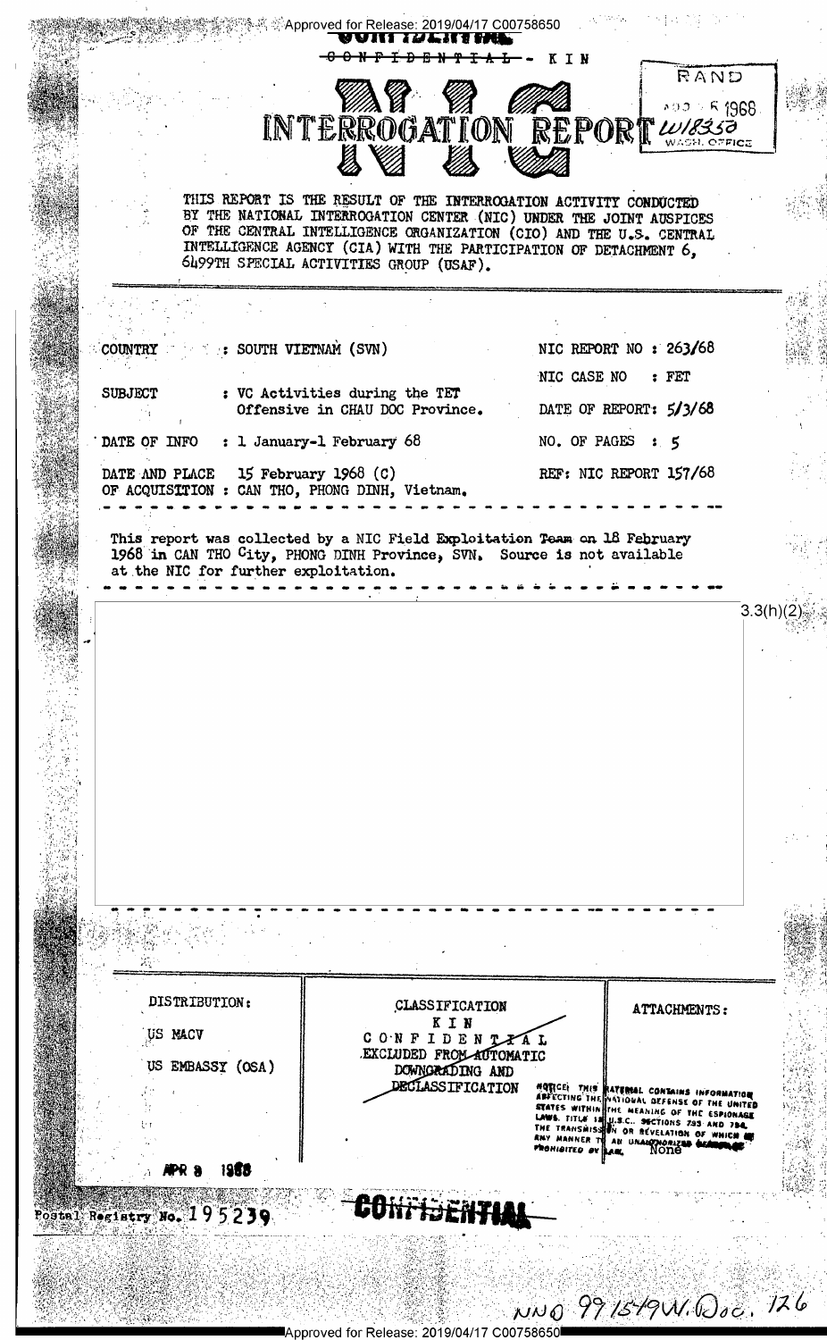Approved for Release: 2019/04/17 C00758650

~~CONFIDENTIAL~~ - KIN

RAND
NOV 5 1968
W18350
WASH. OFFICE

# NIC INTERROGATION REPORT

THIS REPORT IS THE RESULT OF THE INTERROGATION ACTIVITY CONDUCTED BY THE NATIONAL INTERROGATION CENTER (NIC) UNDER THE JOINT AUSPICES OF THE CENTRAL INTELLIGENCE ORGANIZATION (CIO) AND THE U.S. CENTRAL INTELLIGENCE AGENCY (CIA) WITH THE PARTICIPATION OF DETACHMENT 6, 6499TH SPECIAL ACTIVITIES GROUP (USAF).

COUNTRY : SOUTH VIETNAM (SVN)

NIC REPORT NO : 263/68

NIC CASE NO : FET

SUBJECT : VC Activities during the TET Offensive in CHAU DOC Province.

DATE OF REPORT: 5/3/68

DATE OF INFO : 1 January-1 February 68

NO. OF PAGES : 5

DATE AND PLACE OF ACQUISITION : 15 February 1968 (C) CAN THO, PHONG DINH, Vietnam.

REF: NIC REPORT 157/68

This report was collected by a NIC Field Exploitation Team on 18 February 1968 in CAN THO City, PHONG DINH Province, SVN. Source is not available at the NIC for further exploitation.

3.3(h)(2)

| DISTRIBUTION: | CLASSIFICATION | ATTACHMENTS: |
| --- | --- | --- |
| US MACV<br>US EMBASSY (OSA) | KIN<br>CONFIDENTIAL<br>EXCLUDED FROM AUTOMATIC DOWNGRADING AND DECLASSIFICATION | None |

NOTICE: THIS MATERIAL CONTAINS INFORMATION AFFECTING THE NATIONAL DEFENSE OF THE UNITED STATES WITHIN THE MEANING OF THE ESPIONAGE LAWS, TITLE 18, U.S.C., SECTIONS 793 AND 794, THE TRANSMISSION OR REVELATION OF WHICH IN ANY MANNER TO AN UNAUTHORIZED PERSON IS PROHIBITED BY LAW.

APR 8 1968

Postal Registry No. 195239

CONFIDENTIAL

NND 991549 W. Doc. 126

Approved for Release: 2019/04/17 C00758650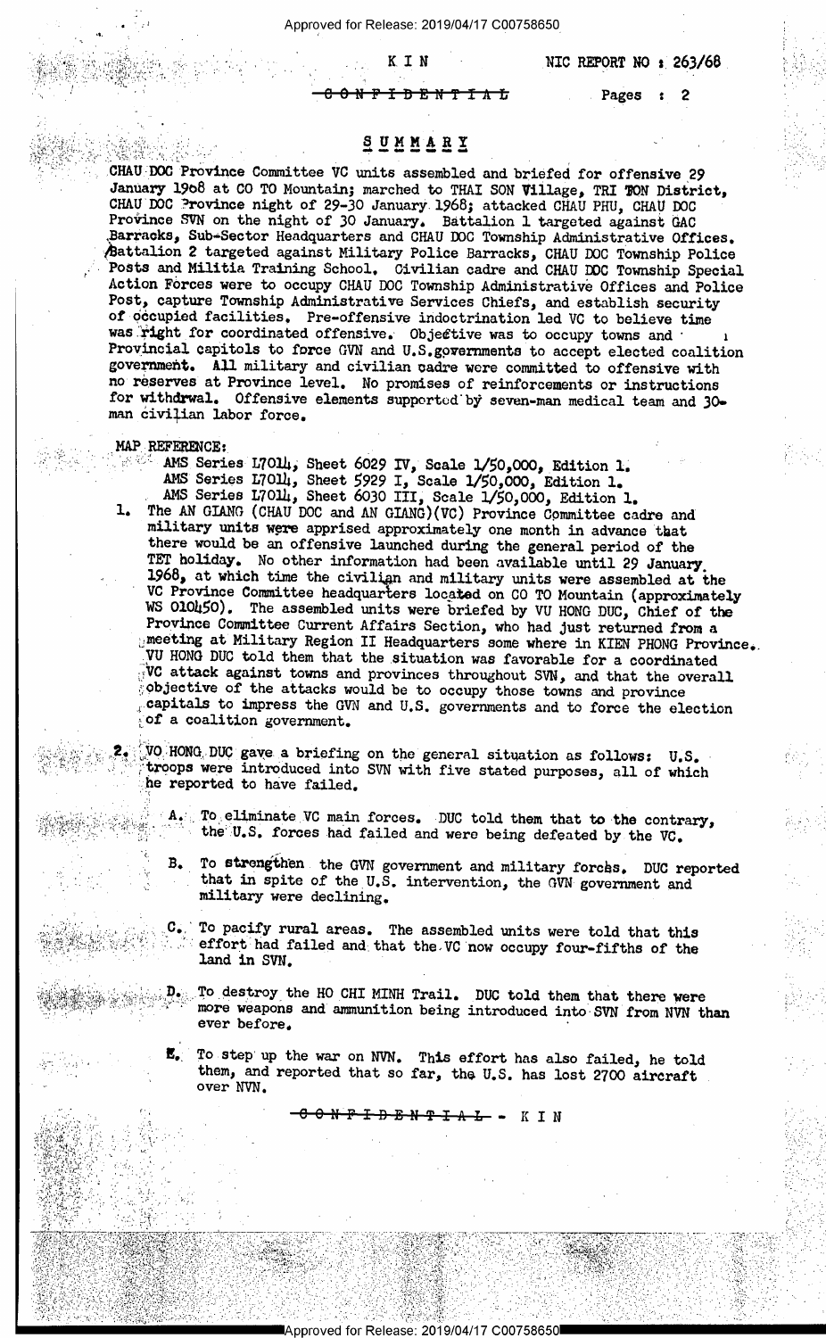KIN NIC REPORT NO : 263/68

~~CONFIDENTIAL~~ Pages : 2

## SUMMARY

CHAU DOC Province Committee VC units assembled and briefed for offensive 29 January 1968 at CO TO Mountain; marched to THAI SON Village, TRI TON District, CHAU DOC Province night of 29-30 January 1968; attacked CHAU PHU, CHAU DOC Province SVN on the night of 30 January. Battalion 1 targeted against GAC Barracks, Sub-Sector Headquarters and CHAU DOC Township Administrative Offices. Battalion 2 targeted against Military Police Barracks, CHAU DOC Township Police Posts and Militia Training School. Civilian cadre and CHAU DOC Township Special Action Forces were to occupy CHAU DOC Township Administrative Offices and Police Post, capture Township Administrative Services Chiefs, and establish security of occupied facilities. Pre-offensive indoctrination led VC to believe time was right for coordinated offensive. Objective was to occupy towns and Provincial capitols to force GVN and U.S. governments to accept elected coalition government. All military and civilian cadre were committed to offensive with no reserves at Province level. No promises of reinforcements or instructions for withdrwal. Offensive elements supported by seven-man medical team and 30-man civilian labor force.

MAP REFERENCE:

AMS Series L7014, Sheet 6029 IV, Scale 1/50,000, Edition 1.
AMS Series L7014, Sheet 5929 I, Scale 1/50,000, Edition 1.
AMS Series L7014, Sheet 6030 III, Scale 1/50,000, Edition 1.

1. The AN GIANG (CHAU DOC and AN GIANG)(VC) Province Committee cadre and military units were apprised approximately one month in advance that there would be an offensive launched during the general period of the TET holiday. No other information had been available until 29 January 1968, at which time the civilian and military units were assembled at the VC Province Committee headquarters located on CO TO Mountain (approximately WS 010450). The assembled units were briefed by VU HONG DUC, Chief of the Province Committee Current Affairs Section, who had just returned from a meeting at Military Region II Headquarters some where in KIEN PHONG Province. VU HONG DUC told them that the situation was favorable for a coordinated VC attack against towns and provinces throughout SVN, and that the overall objective of the attacks would be to occupy those towns and province capitals to impress the GVN and U.S. governments and to force the election of a coalition government.

2. VO HONG DUC gave a briefing on the general situation as follows: U.S. troops were introduced into SVN with five stated purposes, all of which he reported to have failed.

   A. To eliminate VC main forces. DUC told them that to the contrary, the U.S. forces had failed and were being defeated by the VC.

   B. To strengthen the GVN government and military forces. DUC reported that in spite of the U.S. intervention, the GVN government and military were declining.

   C. To pacify rural areas. The assembled units were told that this effort had failed and that the VC now occupy four-fifths of the land in SVN.

   D. To destroy the HO CHI MINH Trail. DUC told them that there were more weapons and ammunition being introduced into SVN from NVN than ever before.

   E. To step up the war on NVN. This effort has also failed, he told them, and reported that so far, the U.S. has lost 2700 aircraft over NVN.

~~CONFIDENTIAL~~ - KIN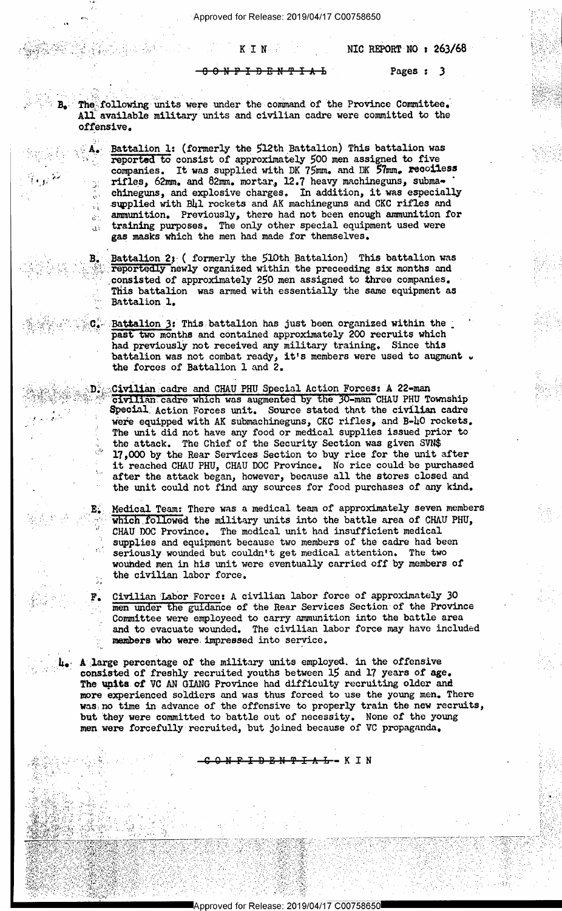B. The following units were under the command of the Province Committee. All available military units and civilian cadre were committed to the offensive.

A. Battalion 1: (formerly the 512th Battalion) This battalion was reported to consist of approximately 500 men assigned to five companies. It was supplied with DK 75mm. and DK 57mm. recoilless rifles, 62mm. and 82mm. mortar, 12.7 heavy machineguns, submachineguns, and explosive charges. In addition, it was especially supplied with B41 rockets and AK machineguns and CKC rifles and ammunition. Previously, there had not been enough ammunition for training purposes. The only other special equipment used were gas masks which the men had made for themselves.

B. Battalion 2: ( formerly the 510th Battalion) This battalion was reportedly newly organized within the preceeding six months and consisted of approximately 250 men assigned to three companies. This battalion was armed with essentially the same equipment as Battalion 1.

C. Battalion 3: This battalion has just been organized within the past two months and contained approximately 200 recruits which had previously not received any military training. Since this battalion was not combat ready, it's members were used to augment the forces of Battalion 1 and 2.

D. Civilian cadre and CHAU PHU Special Action Forces: A 22-man civilian cadre which was augmented by the 30-man CHAU PHU Township Special Action Forces unit. Source stated that the civilian cadre were equipped with AK submachineguns, CKC rifles, and B-40 rockets. The unit did not have any food or medical supplies issued prior to the attack. The Chief of the Security Section was given SVN$ 17,000 by the Rear Services Section to buy rice for the unit after it reached CHAU PHU, CHAU DOC Province. No rice could be purchased after the attack began, however, because all the stores closed and the unit could not find any sources for food purchases of any kind.

E. Medical Team: There was a medical team of approximately seven members which followed the military units into the battle area of CHAU PHU, CHAU DOC Province. The medical unit had insufficient medical supplies and equipment because two members of the cadre had been seriously wounded but couldn't get medical attention. The two wounded men in his unit were eventually carried off by members of the civilian labor force.

F. Civilian Labor Force: A civilian labor force of approximately 30 men under the guidance of the Rear Services Section of the Province Committee were employeed to carry ammunition into the battle area and to evacuate wounded. The civilian labor force may have included members who were impressed into service.

4. A large percentage of the military units employed in the offensive consisted of freshly recruited youths between 15 and 17 years of age. The units of VC AN GIANG Province had difficulty recruiting older and more experienced soldiers and was thus forced to use the young men. There was no time in advance of the offensive to properly train the new recruits, but they were committed to battle out of necessity. None of the young men were forcefully recruited, but joined because of VC propaganda,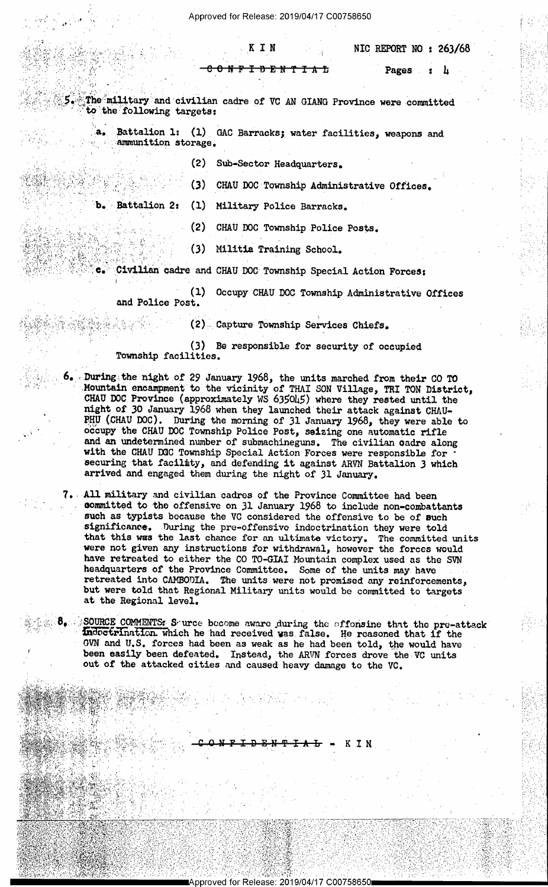5. The military and civilian cadre of VC AN GIANG Province were committed to the following targets:

a. Battalion 1: (1) GAC Barracks; water facilities, weapons and ammunition storage.

(2) Sub-Sector Headquarters.

(3) CHAU DOC Township Administrative Offices.

b. Battalion 2: (1) Military Police Barracks.

(2) CHAU DOC Township Police Posts.

(3) Militia Training School.

c. Civilian cadre and CHAU DOC Township Special Action Forces:

(1) Occupy CHAU DOC Township Administrative Offices and Police Post.

(2) Capture Township Services Chiefs.

(3) Be responsible for security of occupied Township facilities.

6. During the night of 29 January 1968, the units marched from their CO TO Mountain encampment to the vicinity of THAI SON Village, TRI TON District, CHAU DOC Province (approximately WS 635045) where they rested until the night of 30 January 1968 when they launched their attack against CHAU-PHU (CHAU DOC). During the morning of 31 January 1968, they were able to occupy the CHAU DOC Township Police Post, seizing one automatic rifle and an undetermined number of submachineguns. The civilian cadre along with the CHAU DOC Township Special Action Forces were responsible for securing that facility, and defending it against ARVN Battalion 3 which arrived and engaged them during the night of 31 January.

7. All military and civilian cadres of the Province Committee had been committed to the offensive on 31 January 1968 to include non-combattants such as typists because the VC considered the offensive to be of such significance. During the pre-offensive indoctrination they were told that this was the last chance for an ultimate victory. The committed units were not given any instructions for withdrawal, however the forces would have retreated to either the CO TO-GIAI Mountain complex used as the SVN headquarters of the Province Committee. Some of the units may have retreated into CAMBODIA. The units were not promised any reinforcements, but were told that Regional Military units would be committed to targets at the Regional level.

8. SOURCE COMMENTS: Source become aware during the offensive that the pre-attack indoctrination which he had received was false. He reasoned that if the GVN and U.S. forces had been as weak as he had been told, the would have been easily been defeated. Instead, the ARVN forces drove the VC units out of the attacked cities and caused heavy damage to the VC.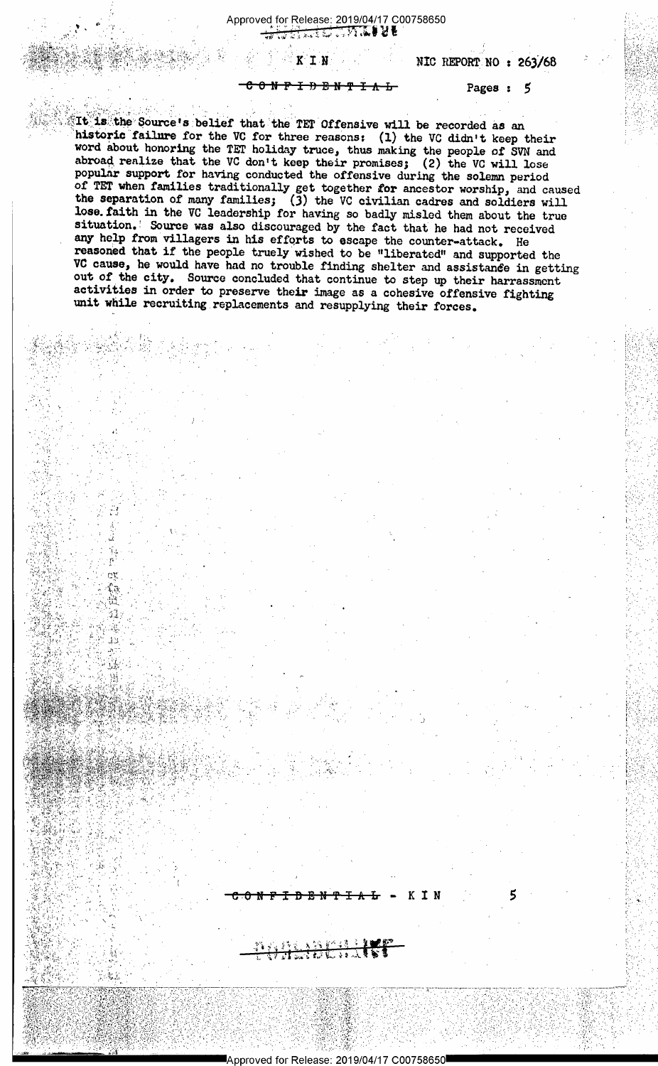It is the Source's belief that the TET Offensive will be recorded as an historic failure for the VC for three reasons: (1) the VC didn't keep their word about honoring the TET holiday truce, thus making the people of SVN and abroad realize that the VC don't keep their promises; (2) the VC will lose popular support for having conducted the offensive during the solemn period of TET when families traditionally get together for ancestor worship, and caused the separation of many families; (3) the VC civilian cadres and soldiers will lose faith in the VC leadership for having so badly misled them about the true situation. Source was also discouraged by the fact that he had not received any help from villagers in his efforts to escape the counter-attack. He reasoned that if the people truely wished to be "liberated" and supported the VC cause, he would have had no trouble finding shelter and assistance in getting out of the city. Source concluded that continue to step up their harrassment activities in order to preserve their image as a cohesive offensive fighting unit while recruiting replacements and resupplying their forces.